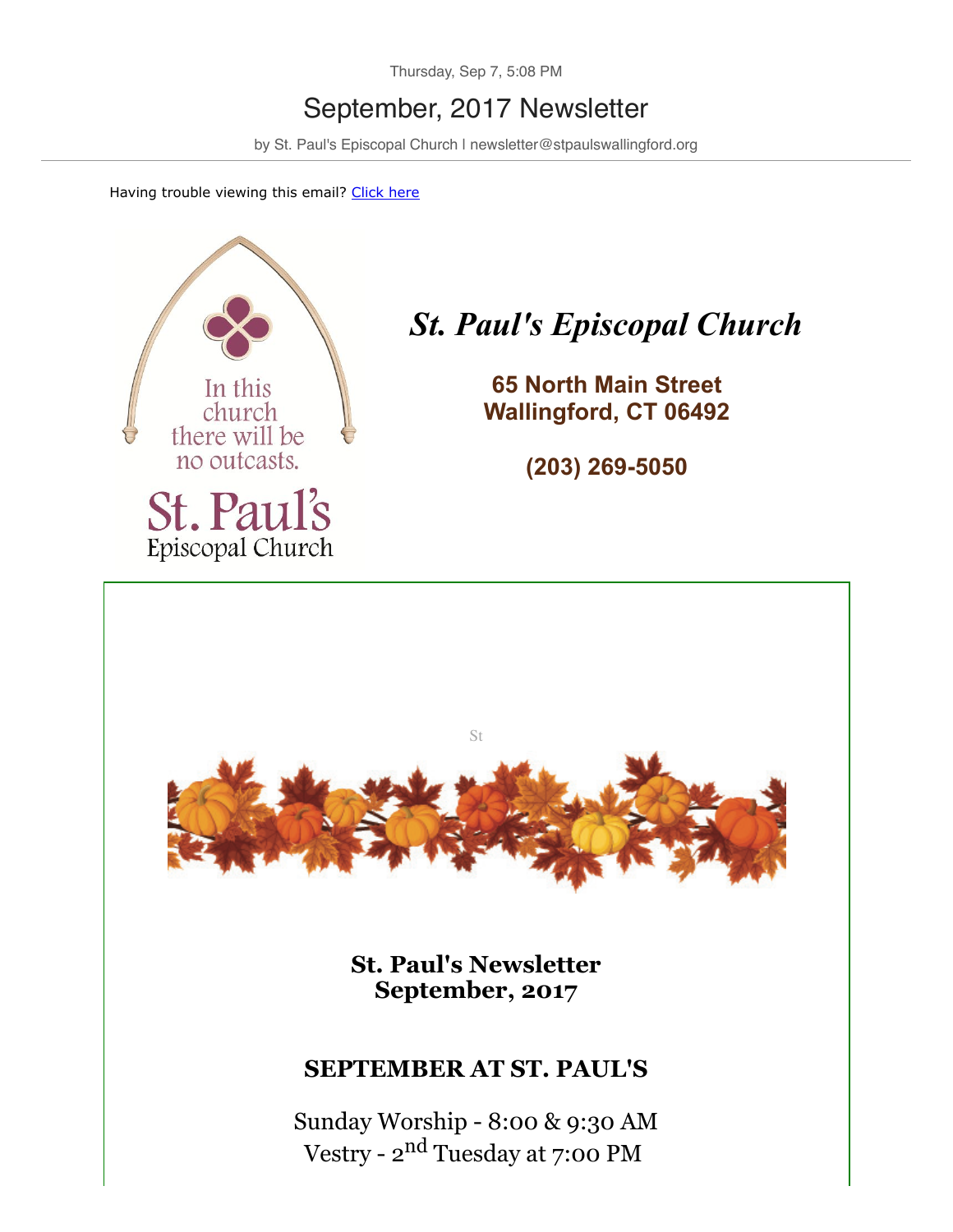Thursday, Sep 7, 5:08 PM

# September, 2017 Newsletter

by St. Paul's Episcopal Church | newsletter@stpaulswallingford.org

Having trouble viewing this email? [Click here]

In this church there will be no outcasts.

St. Paul's Episcopal Church

## *St. Paul's Episcopal Church*

**65 North Main Street**
**Wallingford, CT 06492**

**(203) 269-5050**

St

**St. Paul's Newsletter**
**September, 2017**

## SEPTEMBER AT ST. PAUL'S

Sunday Worship - 8:00 & 9:30 AM
Vestry - 2nd Tuesday at 7:00 PM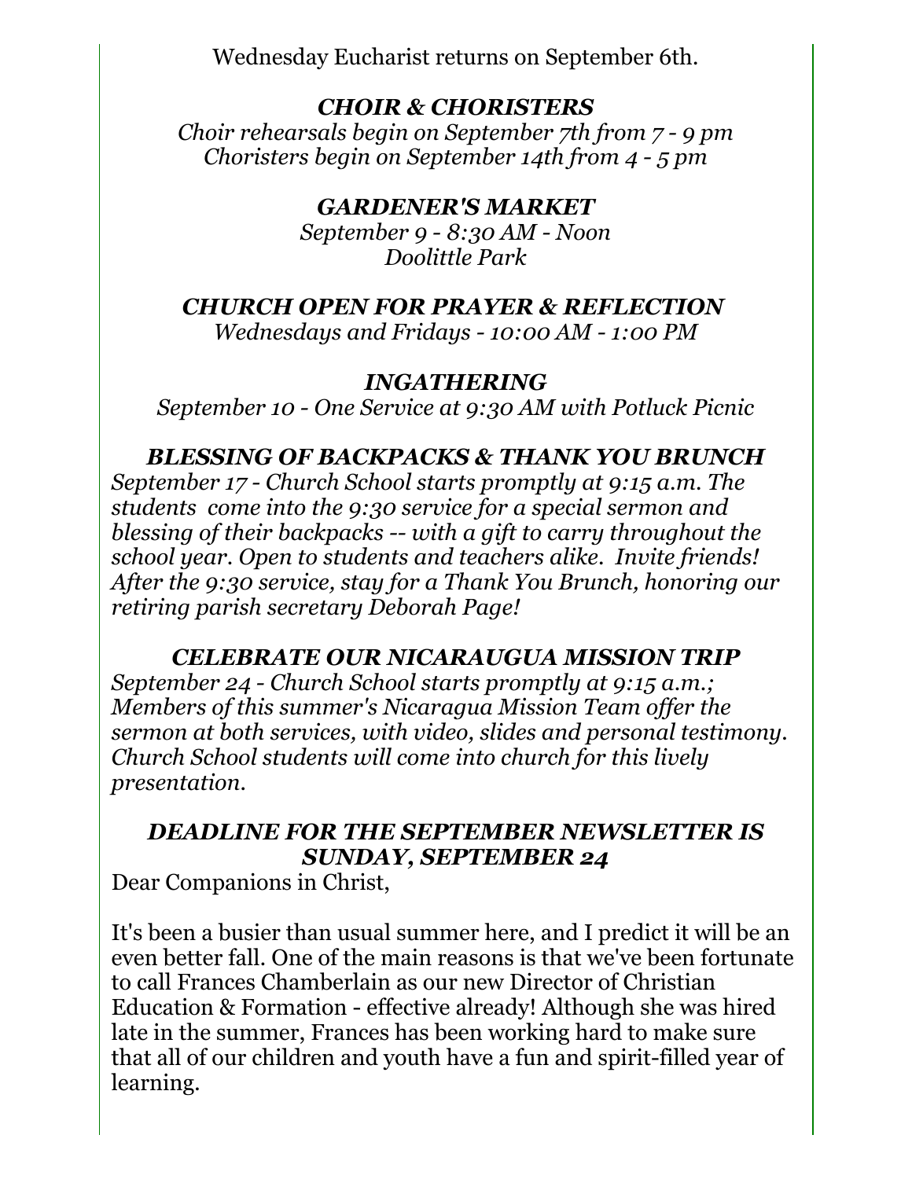Wednesday Eucharist returns on September 6th.

### *CHOIR & CHORISTERS*

*Choir rehearsals begin on September 7th from 7 - 9 pm*
*Choristers begin on September 14th from 4 - 5 pm*

### *GARDENER'S MARKET*

*September 9 - 8:30 AM - Noon*
*Doolittle Park*

### *CHURCH OPEN FOR PRAYER & REFLECTION*

*Wednesdays and Fridays - 10:00 AM - 1:00 PM*

### *INGATHERING*

*September 10 - One Service at 9:30 AM with Potluck Picnic*

### *BLESSING OF BACKPACKS & THANK YOU BRUNCH*

*September 17 - Church School starts promptly at 9:15 a.m. The students come into the 9:30 service for a special sermon and blessing of their backpacks -- with a gift to carry throughout the school year. Open to students and teachers alike. Invite friends! After the 9:30 service, stay for a Thank You Brunch, honoring our retiring parish secretary Deborah Page!*

### *CELEBRATE OUR NICARAUGUA MISSION TRIP*

*September 24 - Church School starts promptly at 9:15 a.m.; Members of this summer's Nicaragua Mission Team offer the sermon at both services, with video, slides and personal testimony. Church School students will come into church for this lively presentation.*

### *DEADLINE FOR THE SEPTEMBER NEWSLETTER IS SUNDAY, SEPTEMBER 24*

Dear Companions in Christ,

It's been a busier than usual summer here, and I predict it will be an even better fall. One of the main reasons is that we've been fortunate to call Frances Chamberlain as our new Director of Christian Education & Formation - effective already! Although she was hired late in the summer, Frances has been working hard to make sure that all of our children and youth have a fun and spirit-filled year of learning.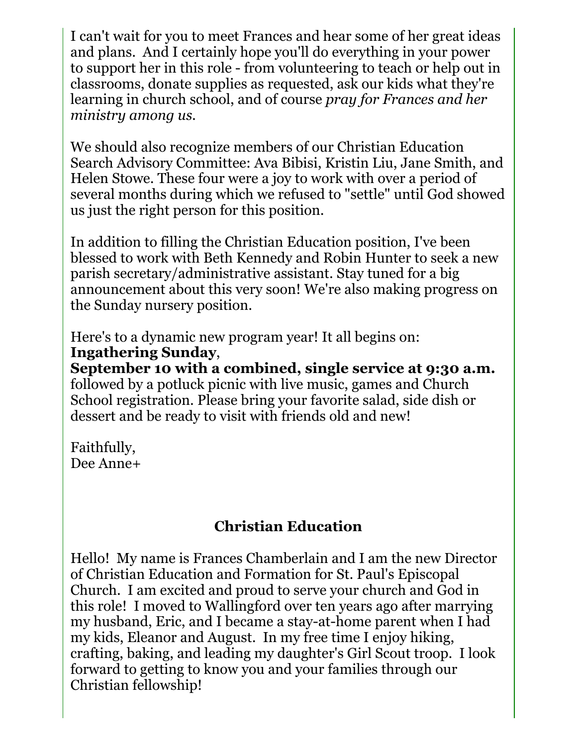I can't wait for you to meet Frances and hear some of her great ideas and plans. And I certainly hope you'll do everything in your power to support her in this role - from volunteering to teach or help out in classrooms, donate supplies as requested, ask our kids what they're learning in church school, and of course *pray for Frances and her ministry among us.*

We should also recognize members of our Christian Education Search Advisory Committee: Ava Bibisi, Kristin Liu, Jane Smith, and Helen Stowe. These four were a joy to work with over a period of several months during which we refused to "settle" until God showed us just the right person for this position.

In addition to filling the Christian Education position, I've been blessed to work with Beth Kennedy and Robin Hunter to seek a new parish secretary/administrative assistant. Stay tuned for a big announcement about this very soon! We're also making progress on the Sunday nursery position.

Here's to a dynamic new program year! It all begins on:
**Ingathering Sunday**,
**September 10 with a combined, single service at 9:30 a.m.** followed by a potluck picnic with live music, games and Church School registration. Please bring your favorite salad, side dish or dessert and be ready to visit with friends old and new!

Faithfully,
Dee Anne+

## Christian Education

Hello! My name is Frances Chamberlain and I am the new Director of Christian Education and Formation for St. Paul's Episcopal Church. I am excited and proud to serve your church and God in this role! I moved to Wallingford over ten years ago after marrying my husband, Eric, and I became a stay-at-home parent when I had my kids, Eleanor and August. In my free time I enjoy hiking, crafting, baking, and leading my daughter's Girl Scout troop. I look forward to getting to know you and your families through our Christian fellowship!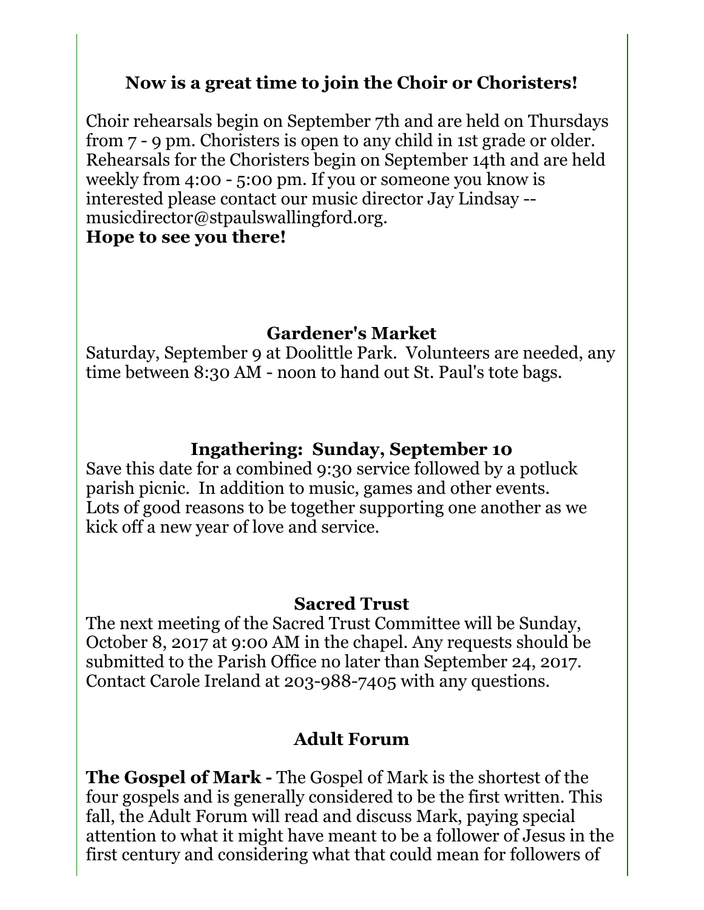## Now is a great time to join the Choir or Choristers!

Choir rehearsals begin on September 7th and are held on Thursdays from 7 - 9 pm. Choristers is open to any child in 1st grade or older. Rehearsals for the Choristers begin on September 14th and are held weekly from 4:00 - 5:00 pm. If you or someone you know is interested please contact our music director Jay Lindsay -- musicdirector@stpaulswallingford.org.
**Hope to see you there!**

## Gardener's Market

Saturday, September 9 at Doolittle Park. Volunteers are needed, any time between 8:30 AM - noon to hand out St. Paul's tote bags.

## Ingathering: Sunday, September 10

Save this date for a combined 9:30 service followed by a potluck parish picnic. In addition to music, games and other events. Lots of good reasons to be together supporting one another as we kick off a new year of love and service.

## Sacred Trust

The next meeting of the Sacred Trust Committee will be Sunday, October 8, 2017 at 9:00 AM in the chapel. Any requests should be submitted to the Parish Office no later than September 24, 2017. Contact Carole Ireland at 203-988-7405 with any questions.

## Adult Forum

**The Gospel of Mark -** The Gospel of Mark is the shortest of the four gospels and is generally considered to be the first written. This fall, the Adult Forum will read and discuss Mark, paying special attention to what it might have meant to be a follower of Jesus in the first century and considering what that could mean for followers of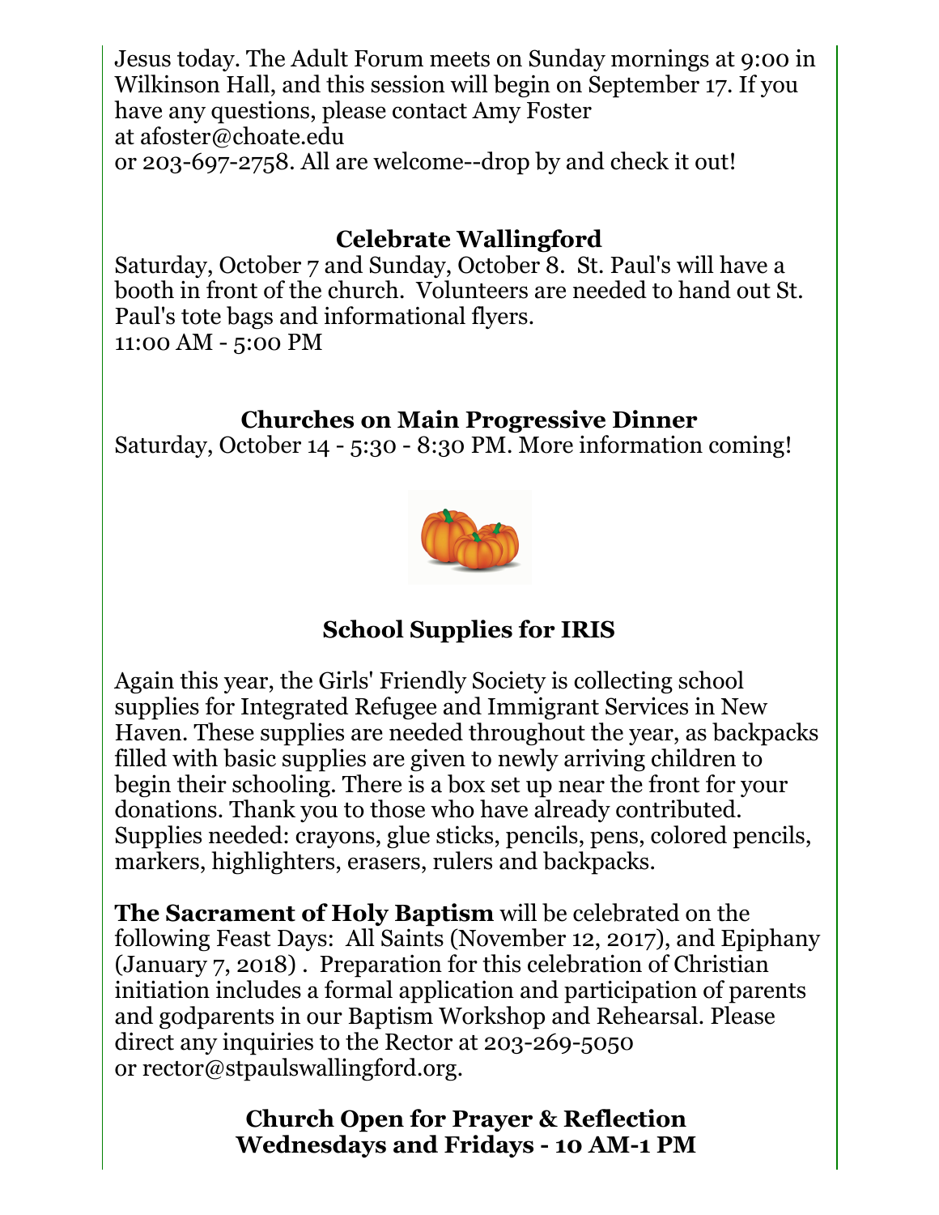Jesus today. The Adult Forum meets on Sunday mornings at 9:00 in Wilkinson Hall, and this session will begin on September 17. If you have any questions, please contact Amy Foster at afoster@choate.edu or 203-697-2758. All are welcome--drop by and check it out!

### Celebrate Wallingford

Saturday, October 7 and Sunday, October 8. St. Paul's will have a booth in front of the church. Volunteers are needed to hand out St. Paul's tote bags and informational flyers.
11:00 AM - 5:00 PM

### Churches on Main Progressive Dinner

Saturday, October 14 - 5:30 - 8:30 PM. More information coming!

### School Supplies for IRIS

Again this year, the Girls' Friendly Society is collecting school supplies for Integrated Refugee and Immigrant Services in New Haven. These supplies are needed throughout the year, as backpacks filled with basic supplies are given to newly arriving children to begin their schooling. There is a box set up near the front for your donations. Thank you to those who have already contributed. Supplies needed: crayons, glue sticks, pencils, pens, colored pencils, markers, highlighters, erasers, rulers and backpacks.

**The Sacrament of Holy Baptism** will be celebrated on the following Feast Days: All Saints (November 12, 2017), and Epiphany (January 7, 2018) . Preparation for this celebration of Christian initiation includes a formal application and participation of parents and godparents in our Baptism Workshop and Rehearsal. Please direct any inquiries to the Rector at 203-269-5050 or rector@stpaulswallingford.org.

### Church Open for Prayer & Reflection
### Wednesdays and Fridays - 10 AM-1 PM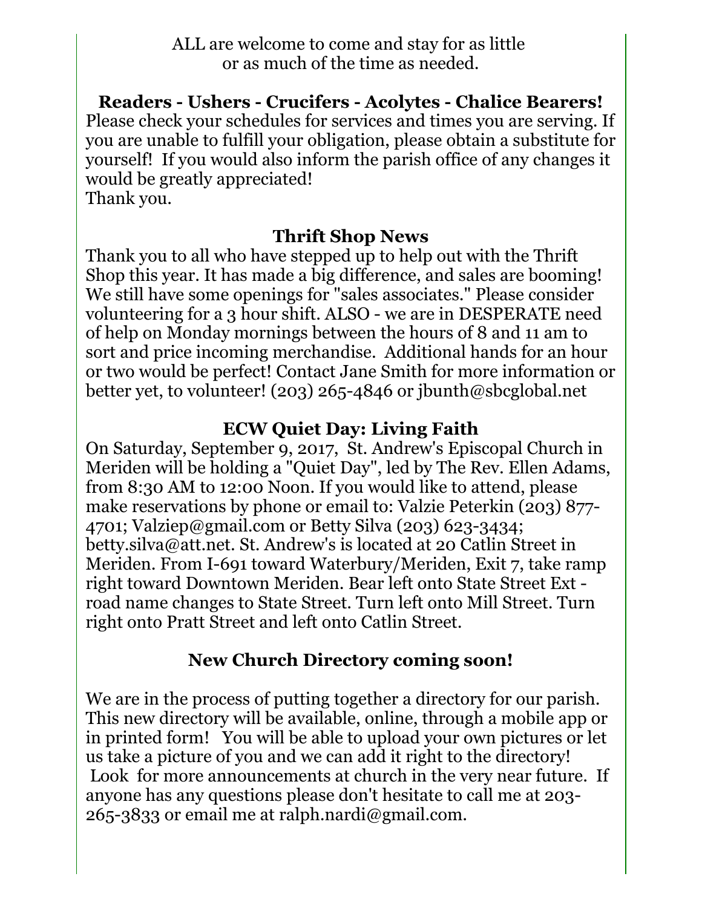ALL are welcome to come and stay for as little or as much of the time as needed.

### Readers - Ushers - Crucifers - Acolytes - Chalice Bearers!

Please check your schedules for services and times you are serving. If you are unable to fulfill your obligation, please obtain a substitute for yourself! If you would also inform the parish office of any changes it would be greatly appreciated!
Thank you.

### Thrift Shop News

Thank you to all who have stepped up to help out with the Thrift Shop this year. It has made a big difference, and sales are booming! We still have some openings for "sales associates." Please consider volunteering for a 3 hour shift. ALSO - we are in DESPERATE need of help on Monday mornings between the hours of 8 and 11 am to sort and price incoming merchandise. Additional hands for an hour or two would be perfect! Contact Jane Smith for more information or better yet, to volunteer! (203) 265-4846 or jbunth@sbcglobal.net

### ECW Quiet Day: Living Faith

On Saturday, September 9, 2017, St. Andrew's Episcopal Church in Meriden will be holding a "Quiet Day", led by The Rev. Ellen Adams, from 8:30 AM to 12:00 Noon. If you would like to attend, please make reservations by phone or email to: Valzie Peterkin (203) 877-4701; Valziep@gmail.com or Betty Silva (203) 623-3434; betty.silva@att.net. St. Andrew's is located at 20 Catlin Street in Meriden. From I-691 toward Waterbury/Meriden, Exit 7, take ramp right toward Downtown Meriden. Bear left onto State Street Ext - road name changes to State Street. Turn left onto Mill Street. Turn right onto Pratt Street and left onto Catlin Street.

### New Church Directory coming soon!

We are in the process of putting together a directory for our parish. This new directory will be available, online, through a mobile app or in printed form! You will be able to upload your own pictures or let us take a picture of you and we can add it right to the directory! Look for more announcements at church in the very near future. If anyone has any questions please don't hesitate to call me at 203-265-3833 or email me at ralph.nardi@gmail.com.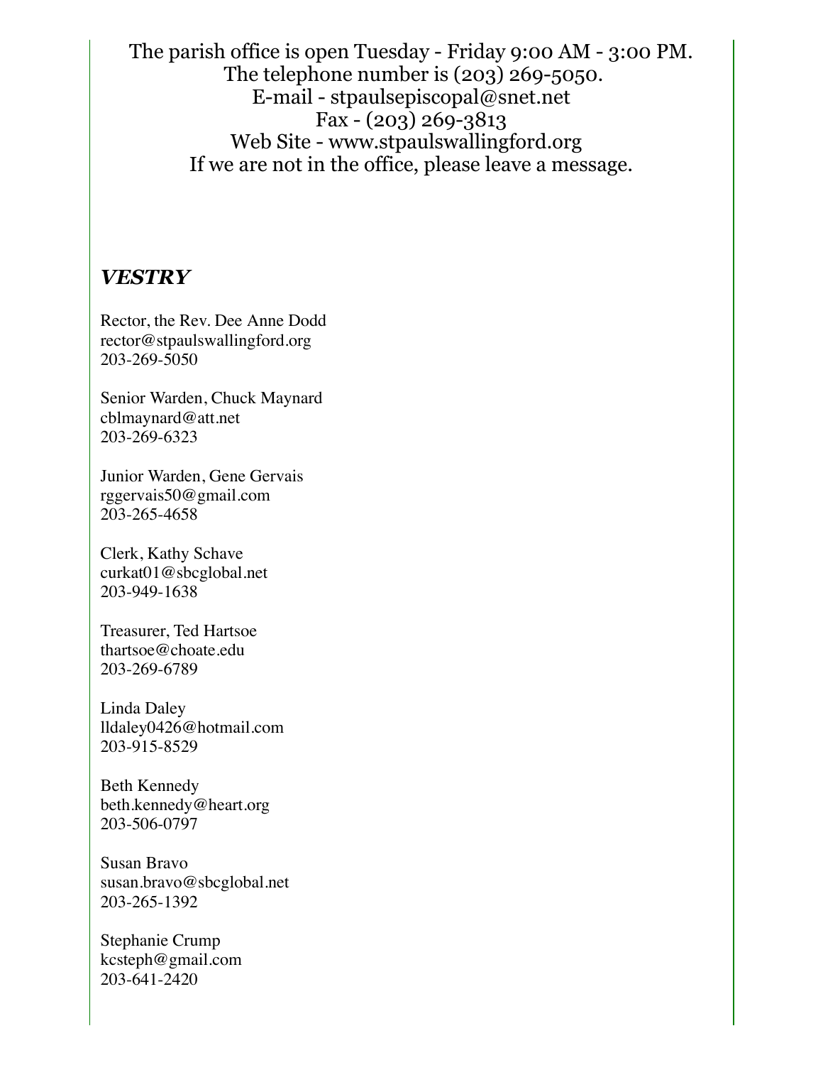The parish office is open Tuesday - Friday 9:00 AM - 3:00 PM.
The telephone number is (203) 269-5050.
E-mail - stpaulsepiscopal@snet.net
Fax - (203) 269-3813
Web Site - www.stpaulswallingford.org
If we are not in the office, please leave a message.

## *VESTRY*

Rector, the Rev. Dee Anne Dodd
rector@stpaulswallingford.org
203-269-5050

Senior Warden, Chuck Maynard
cblmaynard@att.net
203-269-6323

Junior Warden, Gene Gervais
rggervais50@gmail.com
203-265-4658

Clerk, Kathy Schave
curkat01@sbcglobal.net
203-949-1638

Treasurer, Ted Hartsoe
thartsoe@choate.edu
203-269-6789

Linda Daley
lldaley0426@hotmail.com
203-915-8529

Beth Kennedy
beth.kennedy@heart.org
203-506-0797

Susan Bravo
susan.bravo@sbcglobal.net
203-265-1392

Stephanie Crump
kcsteph@gmail.com
203-641-2420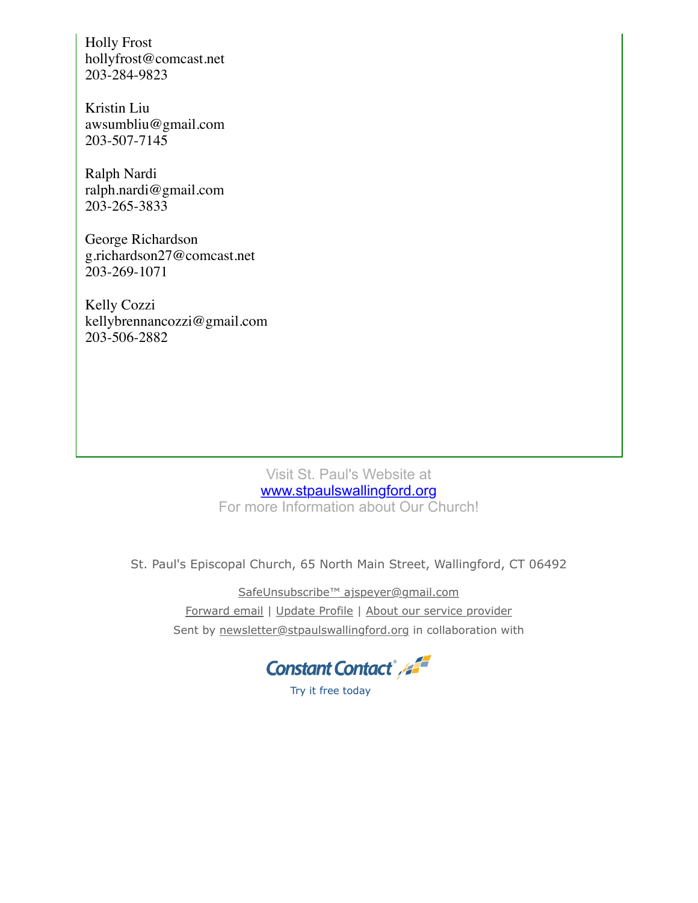Holly Frost
hollyfrost@comcast.net
203-284-9823

Kristin Liu
awsumbliu@gmail.com
203-507-7145

Ralph Nardi
ralph.nardi@gmail.com
203-265-3833

George Richardson
g.richardson27@comcast.net
203-269-1071

Kelly Cozzi
kellybrennancozzi@gmail.com
203-506-2882

Visit St. Paul's Website at
[www.stpaulswallingford.org](http://www.stpaulswallingford.org)
For more Information about Our Church!

St. Paul's Episcopal Church, 65 North Main Street, Wallingford, CT 06492

SafeUnsubscribe™ ajspeyer@gmail.com

Forward email | Update Profile | About our service provider

Sent by newsletter@stpaulswallingford.org in collaboration with

Constant Contact

Try it free today